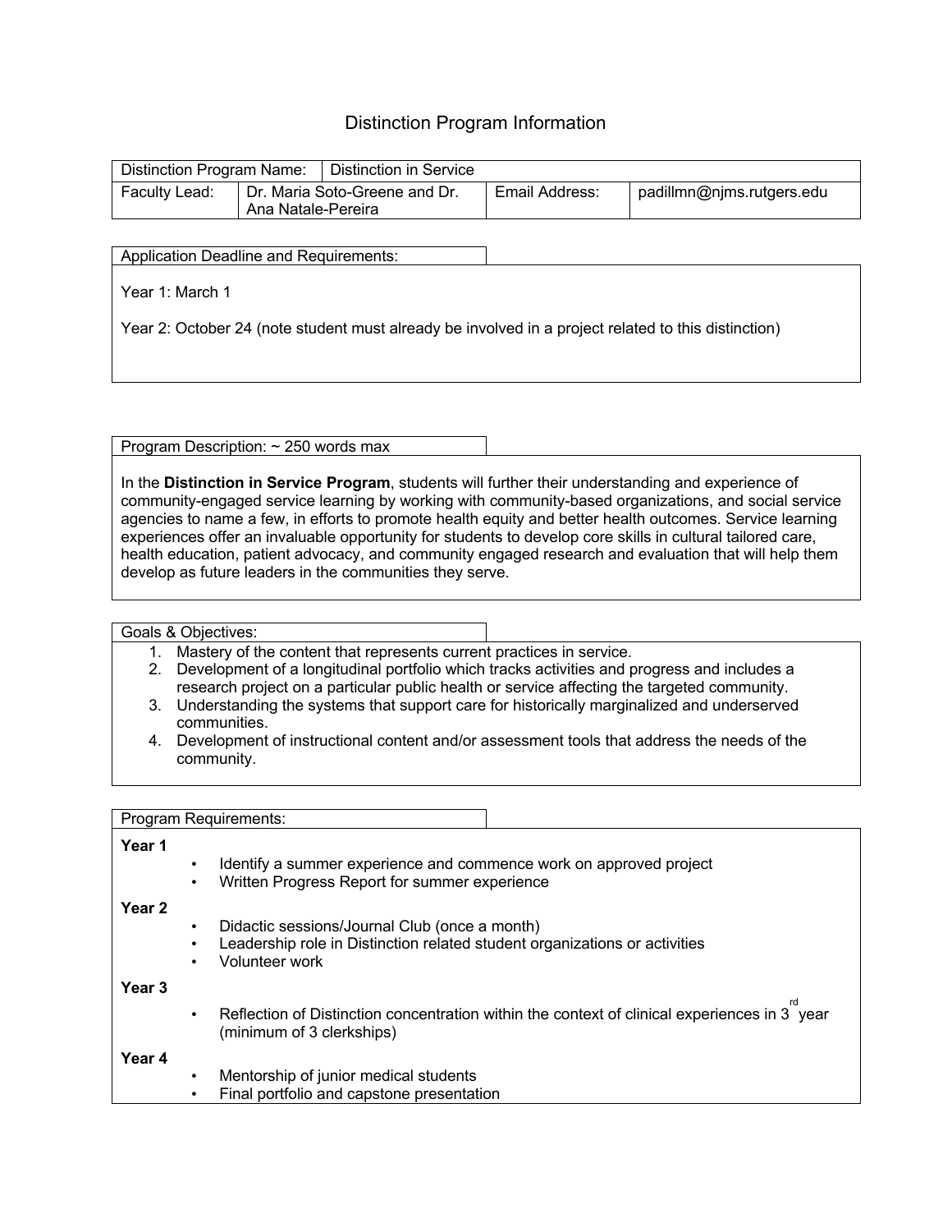# Distinction Program Information

| | | | |
|---|---|---|---|
| Distinction Program Name: | Distinction in Service | | |
| Faculty Lead: | Dr. Maria Soto-Greene and Dr. Ana Natale-Pereira | Email Address: | padillmn@njms.rutgers.edu |

## Application Deadline and Requirements:

Year 1: March 1

Year 2: October 24 (note student must already be involved in a project related to this distinction)

## Program Description: ~ 250 words max

In the **Distinction in Service Program**, students will further their understanding and experience of community-engaged service learning by working with community-based organizations, and social service agencies to name a few, in efforts to promote health equity and better health outcomes. Service learning experiences offer an invaluable opportunity for students to develop core skills in cultural tailored care, health education, patient advocacy, and community engaged research and evaluation that will help them develop as future leaders in the communities they serve.

## Goals & Objectives:

1. Mastery of the content that represents current practices in service.
2. Development of a longitudinal portfolio which tracks activities and progress and includes a research project on a particular public health or service affecting the targeted community.
3. Understanding the systems that support care for historically marginalized and underserved communities.
4. Development of instructional content and/or assessment tools that address the needs of the community.

## Program Requirements:

**Year 1**

- Identify a summer experience and commence work on approved project
- Written Progress Report for summer experience

**Year 2**

- Didactic sessions/Journal Club (once a month)
- Leadership role in Distinction related student organizations or activities
- Volunteer work

**Year 3**

- Reflection of Distinction concentration within the context of clinical experiences in 3rd year (minimum of 3 clerkships)

**Year 4**

- Mentorship of junior medical students
- Final portfolio and capstone presentation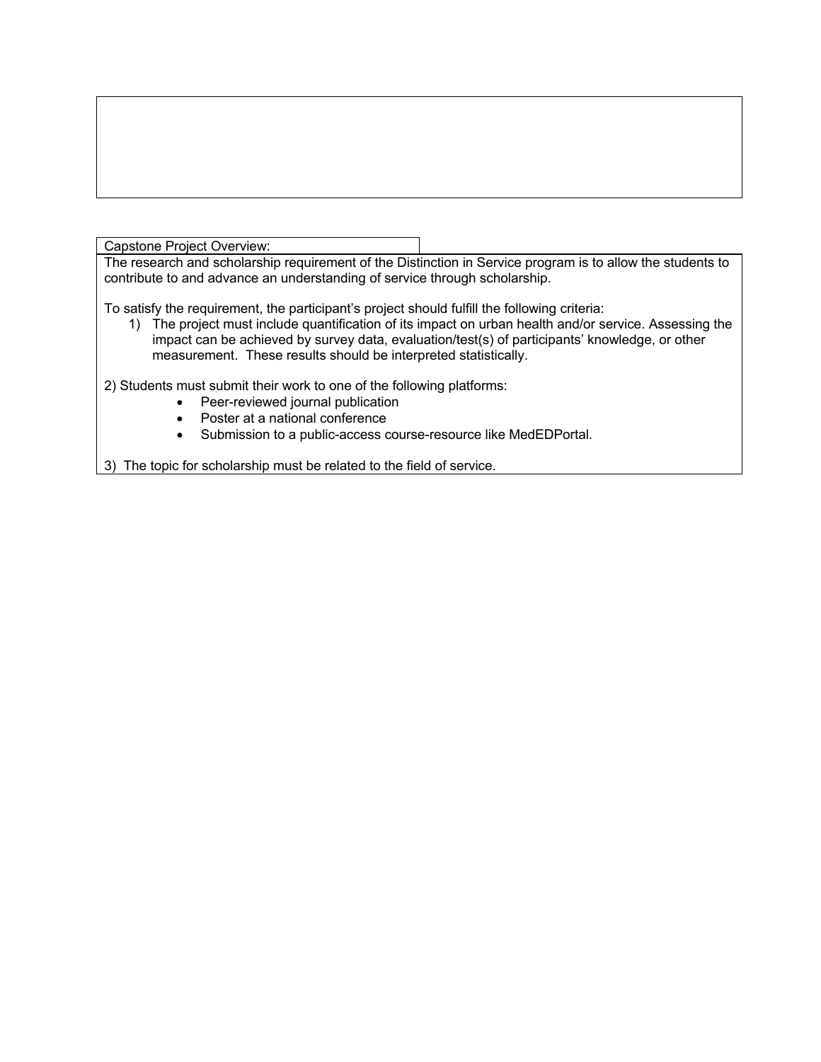Capstone Project Overview:

The research and scholarship requirement of the Distinction in Service program is to allow the students to contribute to and advance an understanding of service through scholarship.

To satisfy the requirement, the participant's project should fulfill the following criteria:

1) The project must include quantification of its impact on urban health and/or service. Assessing the impact can be achieved by survey data, evaluation/test(s) of participants' knowledge, or other measurement. These results should be interpreted statistically.

2) Students must submit their work to one of the following platforms:

- Peer-reviewed journal publication
- Poster at a national conference
- Submission to a public-access course-resource like MedEDPortal.

3) The topic for scholarship must be related to the field of service.